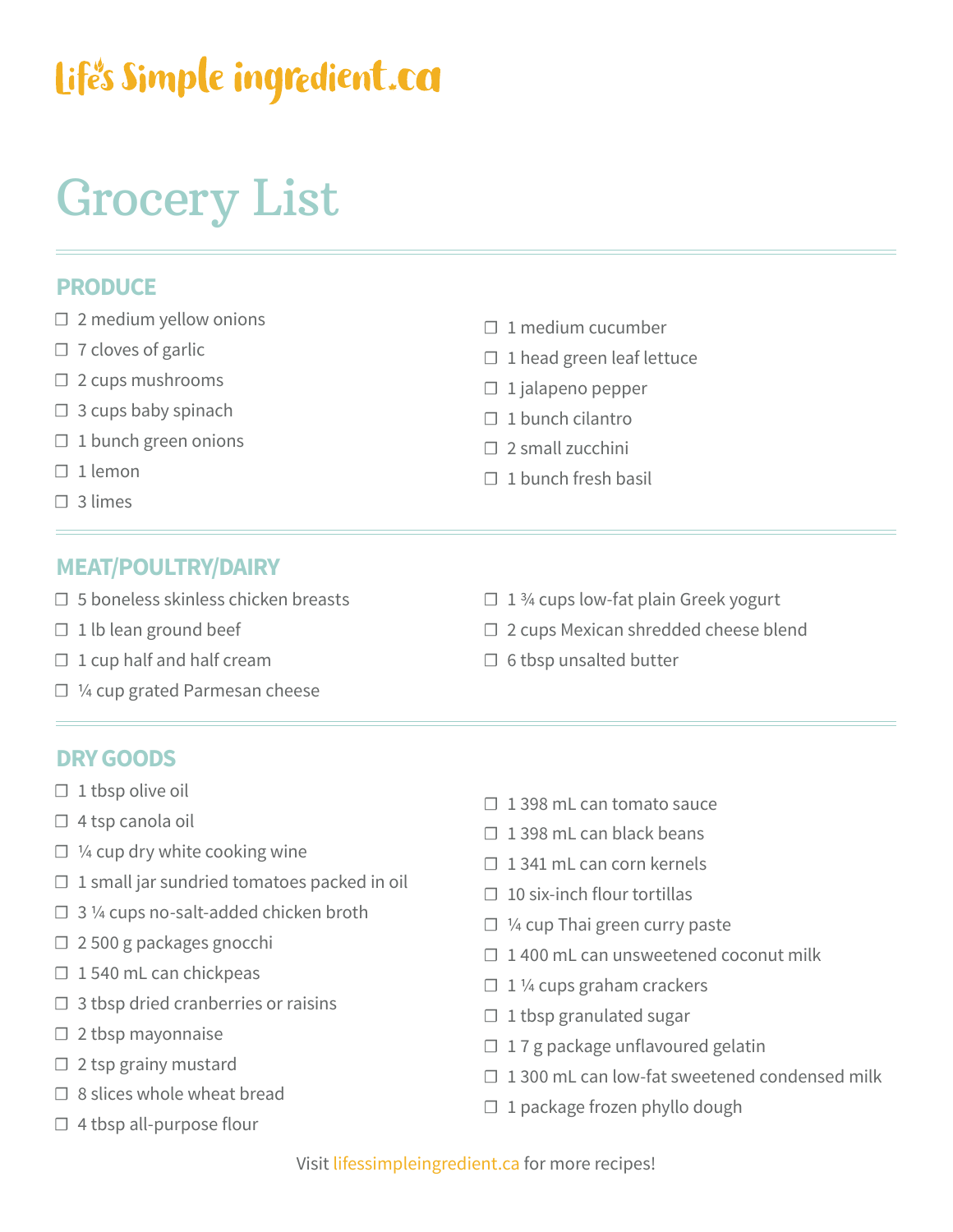Life's Simple ingredient.ca

# Grocery List

## PRODUCE

- ☐ 2 medium yellow onions
- ☐ 7 cloves of garlic
- ☐ 2 cups mushrooms
- ☐ 3 cups baby spinach
- ☐ 1 bunch green onions
- ☐ 1 lemon
- ☐ 3 limes
- ☐ 1 medium cucumber
- ☐ 1 head green leaf lettuce
- ☐ 1 jalapeno pepper
- ☐ 1 bunch cilantro
- ☐ 2 small zucchini
- ☐ 1 bunch fresh basil

## MEAT/POULTRY/DAIRY

- ☐ 5 boneless skinless chicken breasts
- ☐ 1 lb lean ground beef
- ☐ 1 cup half and half cream
- ☐ ¼ cup grated Parmesan cheese
- ☐ 1 ¾ cups low-fat plain Greek yogurt
- ☐ 2 cups Mexican shredded cheese blend
- ☐ 6 tbsp unsalted butter

## DRY GOODS

- ☐ 1 tbsp olive oil
- ☐ 4 tsp canola oil
- ☐ ¼ cup dry white cooking wine
- ☐ 1 small jar sundried tomatoes packed in oil
- ☐ 3 ¼ cups no-salt-added chicken broth
- ☐ 2 500 g packages gnocchi
- ☐ 1 540 mL can chickpeas
- ☐ 3 tbsp dried cranberries or raisins
- ☐ 2 tbsp mayonnaise
- ☐ 2 tsp grainy mustard
- ☐ 8 slices whole wheat bread
- ☐ 4 tbsp all-purpose flour
- ☐ 1 398 mL can tomato sauce
- ☐ 1 398 mL can black beans
- ☐ 1 341 mL can corn kernels
- ☐ 10 six-inch flour tortillas
- ☐ ¼ cup Thai green curry paste
- ☐ 1 400 mL can unsweetened coconut milk
- ☐ 1 ¼ cups graham crackers
- ☐ 1 tbsp granulated sugar
- ☐ 1 7 g package unflavoured gelatin
- ☐ 1 300 mL can low-fat sweetened condensed milk
- ☐ 1 package frozen phyllo dough

Visit lifessimpleingredient.ca for more recipes!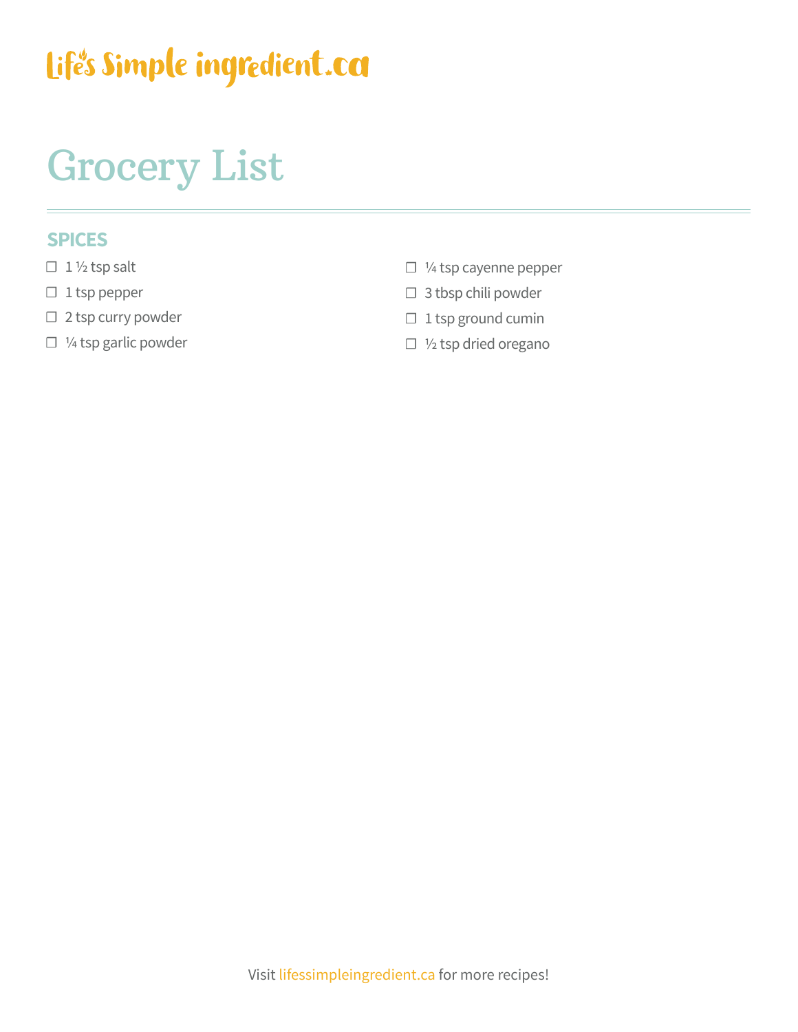Life's Simple ingredient.ca

# Grocery List

## SPICES

- ☐ 1 ½ tsp salt
- ☐ 1 tsp pepper
- ☐ 2 tsp curry powder
- ☐ ¼ tsp garlic powder
- ☐ ¼ tsp cayenne pepper
- ☐ 3 tbsp chili powder
- ☐ 1 tsp ground cumin
- ☐ ½ tsp dried oregano

Visit lifessimpleingredient.ca for more recipes!